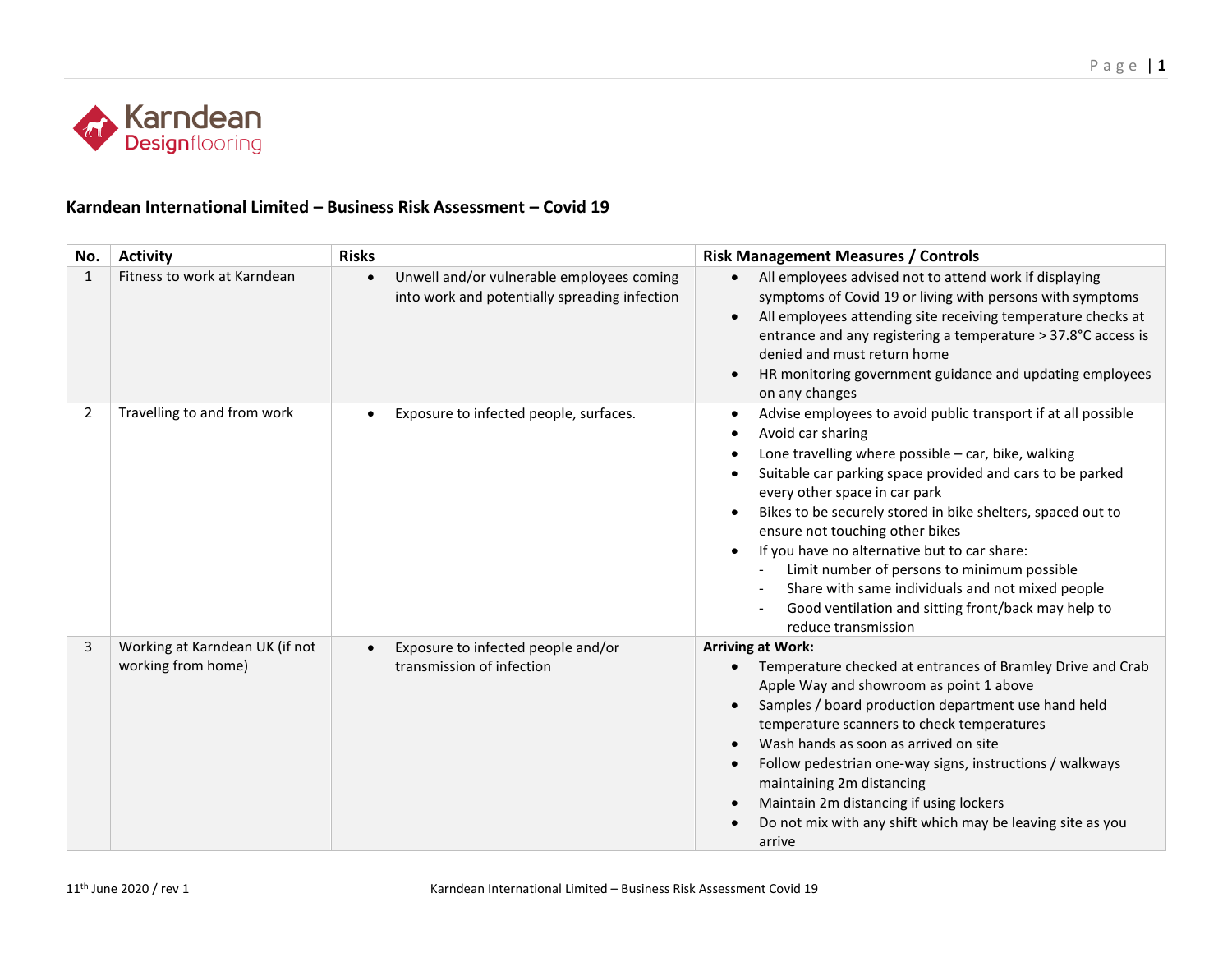## Karndean International Limited – Business Risk Assessment – Covid 19

| No. | Activity | Risks | Risk Management Measures / Controls |
|---|---|---|---|
| 1 | Fitness to work at Karndean | • Unwell and/or vulnerable employees coming into work and potentially spreading infection | • All employees advised not to attend work if displaying symptoms of Covid 19 or living with persons with symptoms<br>• All employees attending site receiving temperature checks at entrance and any registering a temperature > 37.8°C access is denied and must return home<br>• HR monitoring government guidance and updating employees on any changes |
| 2 | Travelling to and from work | • Exposure to infected people, surfaces. | • Advise employees to avoid public transport if at all possible<br>• Avoid car sharing<br>• Lone travelling where possible – car, bike, walking<br>• Suitable car parking space provided and cars to be parked every other space in car park<br>• Bikes to be securely stored in bike shelters, spaced out to ensure not touching other bikes<br>• If you have no alternative but to car share:<br>  - Limit number of persons to minimum possible<br>  - Share with same individuals and not mixed people<br>  - Good ventilation and sitting front/back may help to reduce transmission |
| 3 | Working at Karndean UK (if not working from home) | • Exposure to infected people and/or transmission of infection | **Arriving at Work:**<br>• Temperature checked at entrances of Bramley Drive and Crab Apple Way and showroom as point 1 above<br>• Samples / board production department use hand held temperature scanners to check temperatures<br>• Wash hands as soon as arrived on site<br>• Follow pedestrian one-way signs, instructions / walkways maintaining 2m distancing<br>• Maintain 2m distancing if using lockers<br>• Do not mix with any shift which may be leaving site as you arrive |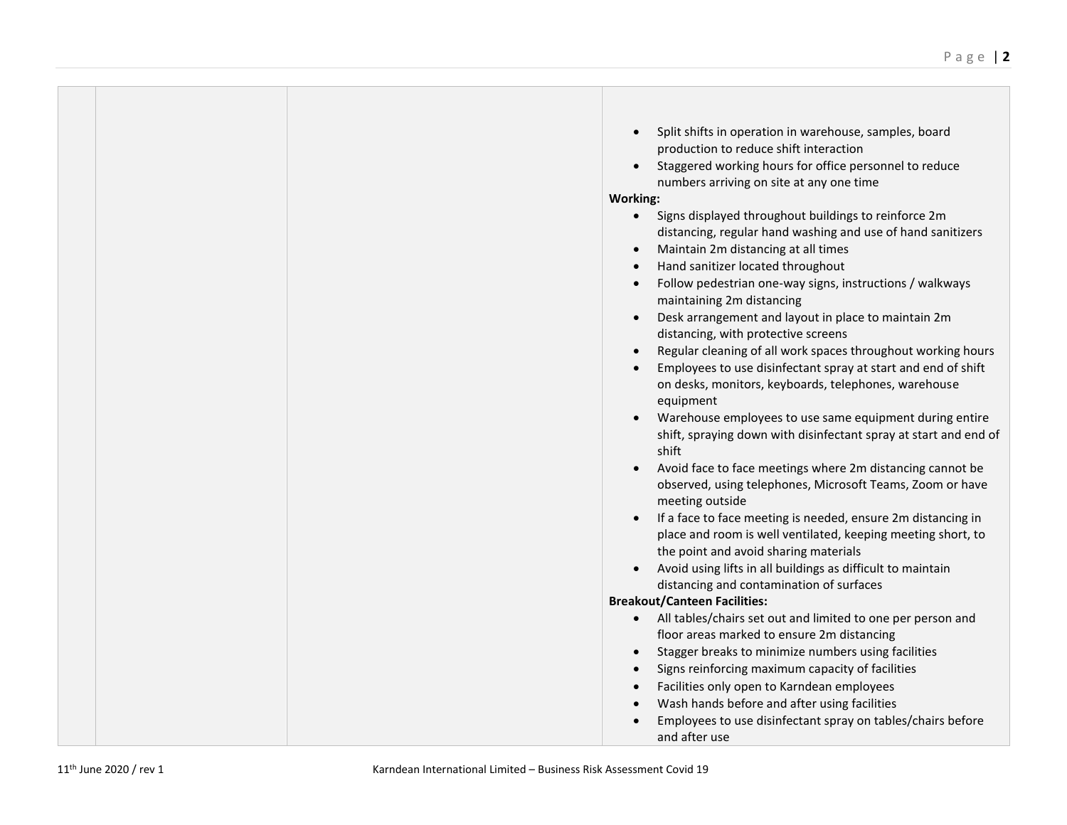| | | | |
|---|---|---|---|
| | | | • Split shifts in operation in warehouse, samples, board production to reduce shift interaction<br>• Staggered working hours for office personnel to reduce numbers arriving on site at any one time<br>**Working:**<br>• Signs displayed throughout buildings to reinforce 2m distancing, regular hand washing and use of hand sanitizers<br>• Maintain 2m distancing at all times<br>• Hand sanitizer located throughout<br>• Follow pedestrian one-way signs, instructions / walkways maintaining 2m distancing<br>• Desk arrangement and layout in place to maintain 2m distancing, with protective screens<br>• Regular cleaning of all work spaces throughout working hours<br>• Employees to use disinfectant spray at start and end of shift on desks, monitors, keyboards, telephones, warehouse equipment<br>• Warehouse employees to use same equipment during entire shift, spraying down with disinfectant spray at start and end of shift<br>• Avoid face to face meetings where 2m distancing cannot be observed, using telephones, Microsoft Teams, Zoom or have meeting outside<br>• If a face to face meeting is needed, ensure 2m distancing in place and room is well ventilated, keeping meeting short, to the point and avoid sharing materials<br>• Avoid using lifts in all buildings as difficult to maintain distancing and contamination of surfaces<br>**Breakout/Canteen Facilities:**<br>• All tables/chairs set out and limited to one per person and floor areas marked to ensure 2m distancing<br>• Stagger breaks to minimize numbers using facilities<br>• Signs reinforcing maximum capacity of facilities<br>• Facilities only open to Karndean employees<br>• Wash hands before and after using facilities<br>• Employees to use disinfectant spray on tables/chairs before and after use |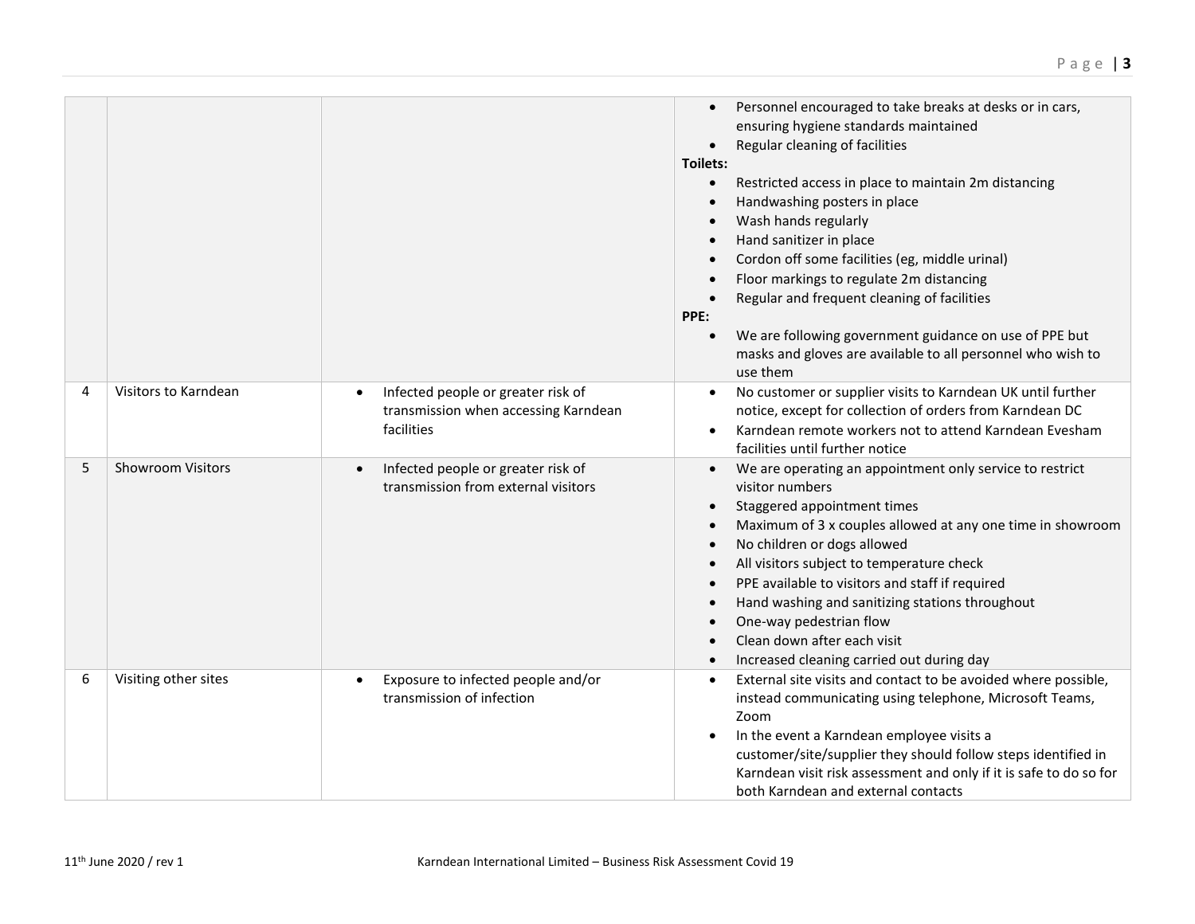| | | | |
|---|---|---|---|
| | | | • Personnel encouraged to take breaks at desks or in cars, ensuring hygiene standards maintained<br>• Regular cleaning of facilities<br>**Toilets:**<br>• Restricted access in place to maintain 2m distancing<br>• Handwashing posters in place<br>• Wash hands regularly<br>• Hand sanitizer in place<br>• Cordon off some facilities (eg, middle urinal)<br>• Floor markings to regulate 2m distancing<br>• Regular and frequent cleaning of facilities<br>**PPE:**<br>• We are following government guidance on use of PPE but masks and gloves are available to all personnel who wish to use them |
| 4 | Visitors to Karndean | • Infected people or greater risk of transmission when accessing Karndean facilities | • No customer or supplier visits to Karndean UK until further notice, except for collection of orders from Karndean DC<br>• Karndean remote workers not to attend Karndean Evesham facilities until further notice |
| 5 | Showroom Visitors | • Infected people or greater risk of transmission from external visitors | • We are operating an appointment only service to restrict visitor numbers<br>• Staggered appointment times<br>• Maximum of 3 x couples allowed at any one time in showroom<br>• No children or dogs allowed<br>• All visitors subject to temperature check<br>• PPE available to visitors and staff if required<br>• Hand washing and sanitizing stations throughout<br>• One-way pedestrian flow<br>• Clean down after each visit<br>• Increased cleaning carried out during day |
| 6 | Visiting other sites | • Exposure to infected people and/or transmission of infection | • External site visits and contact to be avoided where possible, instead communicating using telephone, Microsoft Teams, Zoom<br>• In the event a Karndean employee visits a customer/site/supplier they should follow steps identified in Karndean visit risk assessment and only if it is safe to do so for both Karndean and external contacts |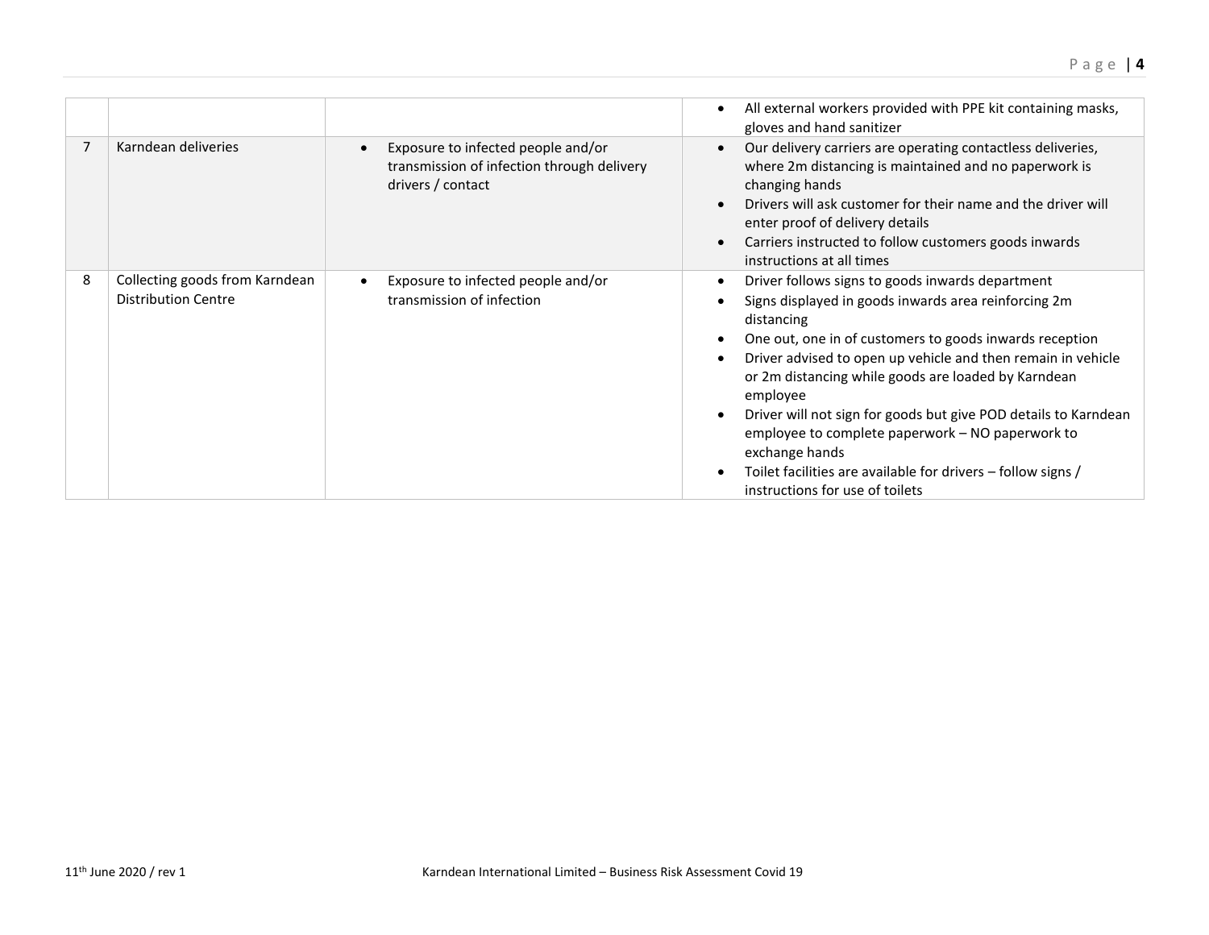| | | | |
|---|---|---|---|
| | | | • All external workers provided with PPE kit containing masks, gloves and hand sanitizer |
| 7 | Karndean deliveries | • Exposure to infected people and/or transmission of infection through delivery drivers / contact | • Our delivery carriers are operating contactless deliveries, where 2m distancing is maintained and no paperwork is changing hands<br>• Drivers will ask customer for their name and the driver will enter proof of delivery details<br>• Carriers instructed to follow customers goods inwards instructions at all times |
| 8 | Collecting goods from Karndean Distribution Centre | • Exposure to infected people and/or transmission of infection | • Driver follows signs to goods inwards department<br>• Signs displayed in goods inwards area reinforcing 2m distancing<br>• One out, one in of customers to goods inwards reception<br>• Driver advised to open up vehicle and then remain in vehicle or 2m distancing while goods are loaded by Karndean employee<br>• Driver will not sign for goods but give POD details to Karndean employee to complete paperwork – NO paperwork to exchange hands<br>• Toilet facilities are available for drivers – follow signs / instructions for use of toilets |